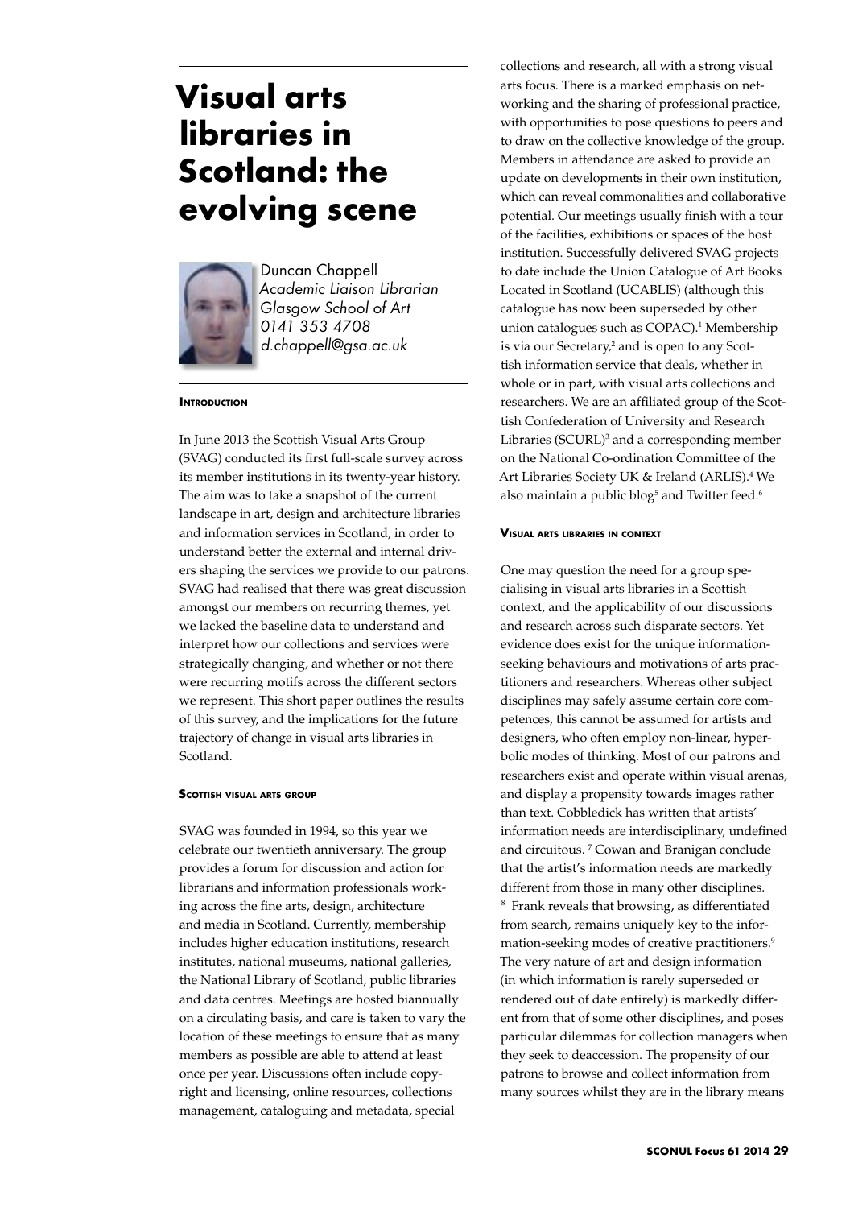# Visual arts libraries in Scotland: the evolving scene

Duncan Chappell
*Academic Liaison Librarian*
*Glasgow School of Art*
*0141 353 4708*
*d.chappell@gsa.ac.uk*

### Introduction

In June 2013 the Scottish Visual Arts Group (SVAG) conducted its first full-scale survey across its member institutions in its twenty-year history. The aim was to take a snapshot of the current landscape in art, design and architecture libraries and information services in Scotland, in order to understand better the external and internal drivers shaping the services we provide to our patrons. SVAG had realised that there was great discussion amongst our members on recurring themes, yet we lacked the baseline data to understand and interpret how our collections and services were strategically changing, and whether or not there were recurring motifs across the different sectors we represent. This short paper outlines the results of this survey, and the implications for the future trajectory of change in visual arts libraries in Scotland.

### Scottish visual arts group

SVAG was founded in 1994, so this year we celebrate our twentieth anniversary. The group provides a forum for discussion and action for librarians and information professionals working across the fine arts, design, architecture and media in Scotland. Currently, membership includes higher education institutions, research institutes, national museums, national galleries, the National Library of Scotland, public libraries and data centres. Meetings are hosted biannually on a circulating basis, and care is taken to vary the location of these meetings to ensure that as many members as possible are able to attend at least once per year. Discussions often include copyright and licensing, online resources, collections management, cataloguing and metadata, special collections and research, all with a strong visual arts focus. There is a marked emphasis on networking and the sharing of professional practice, with opportunities to pose questions to peers and to draw on the collective knowledge of the group. Members in attendance are asked to provide an update on developments in their own institution, which can reveal commonalities and collaborative potential. Our meetings usually finish with a tour of the facilities, exhibitions or spaces of the host institution. Successfully delivered SVAG projects to date include the Union Catalogue of Art Books Located in Scotland (UCABLIS) (although this catalogue has now been superseded by other union catalogues such as COPAC).[1] Membership is via our Secretary,[2] and is open to any Scottish information service that deals, whether in whole or in part, with visual arts collections and researchers. We are an affiliated group of the Scottish Confederation of University and Research Libraries (SCURL)[3] and a corresponding member on the National Co-ordination Committee of the Art Libraries Society UK & Ireland (ARLIS).[4] We also maintain a public blog[5] and Twitter feed.[6]

### Visual arts libraries in context

One may question the need for a group specialising in visual arts libraries in a Scottish context, and the applicability of our discussions and research across such disparate sectors. Yet evidence does exist for the unique information-seeking behaviours and motivations of arts practitioners and researchers. Whereas other subject disciplines may safely assume certain core competences, this cannot be assumed for artists and designers, who often employ non-linear, hyperbolic modes of thinking. Most of our patrons and researchers exist and operate within visual arenas, and display a propensity towards images rather than text. Cobbledick has written that artists' information needs are interdisciplinary, undefined and circuitous.[7] Cowan and Branigan conclude that the artist's information needs are markedly different from those in many other disciplines.[8] Frank reveals that browsing, as differentiated from search, remains uniquely key to the information-seeking modes of creative practitioners.[9] The very nature of art and design information (in which information is rarely superseded or rendered out of date entirely) is markedly different from that of some other disciplines, and poses particular dilemmas for collection managers when they seek to deaccession. The propensity of our patrons to browse and collect information from many sources whilst they are in the library means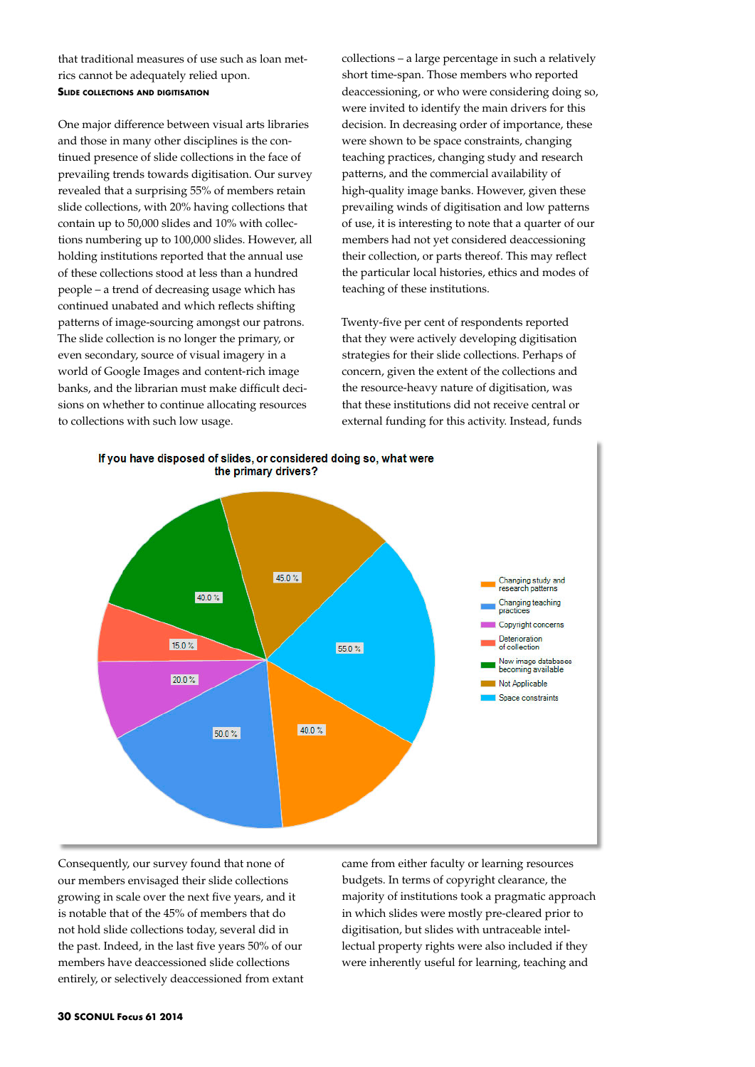that traditional measures of use such as loan metrics cannot be adequately relied upon.

**Slide collections and digitisation**

One major difference between visual arts libraries and those in many other disciplines is the continued presence of slide collections in the face of prevailing trends towards digitisation. Our survey revealed that a surprising 55% of members retain slide collections, with 20% having collections that contain up to 50,000 slides and 10% with collections numbering up to 100,000 slides. However, all holding institutions reported that the annual use of these collections stood at less than a hundred people – a trend of decreasing usage which has continued unabated and which reflects shifting patterns of image-sourcing amongst our patrons. The slide collection is no longer the primary, or even secondary, source of visual imagery in a world of Google Images and content-rich image banks, and the librarian must make difficult decisions on whether to continue allocating resources to collections with such low usage.

Consequently, our survey found that none of our members envisaged their slide collections growing in scale over the next five years, and it is notable that of the 45% of members that do not hold slide collections today, several did in the past. Indeed, in the last five years 50% of our members have deaccessioned slide collections entirely, or selectively deaccessioned from extant collections – a large percentage in such a relatively short time-span. Those members who reported deaccessioning, or who were considering doing so, were invited to identify the main drivers for this decision. In decreasing order of importance, these were shown to be space constraints, changing teaching practices, changing study and research patterns, and the commercial availability of high-quality image banks. However, given these prevailing winds of digitisation and low patterns of use, it is interesting to note that a quarter of our members had not yet considered deaccessioning their collection, or parts thereof. This may reflect the particular local histories, ethics and modes of teaching of these institutions.

Twenty-five per cent of respondents reported that they were actively developing digitisation strategies for their slide collections. Perhaps of concern, given the extent of the collections and the resource-heavy nature of digitisation, was that these institutions did not receive central or external funding for this activity. Instead, funds came from either faculty or learning resources budgets. In terms of copyright clearance, the majority of institutions took a pragmatic approach in which slides were mostly pre-cleared prior to digitisation, but slides with untraceable intellectual property rights were also included if they were inherently useful for learning, teaching and

**If you have disposed of slides, or considered doing so, what were the primary drivers?**

| Driver | % |
|---|---|
| Changing study and research patterns | 40.0 % |
| Changing teaching practices | 50.0 % |
| Copyright concerns | 20.0 % |
| Deterioration of collection | 15.0 % |
| New image databases becoming available | 40.0 % |
| Not Applicable | 45.0 % |
| Space constraints | 55.0 % |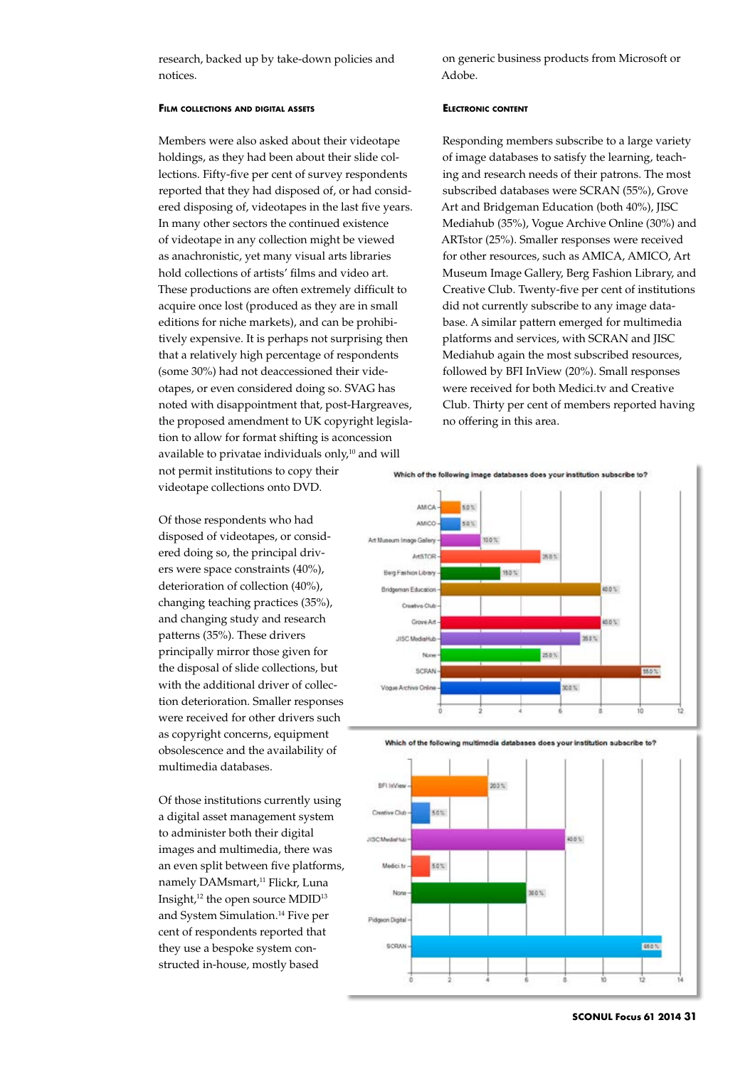research, backed up by take-down policies and notices.

#### Film collections and digital assets

Members were also asked about their videotape holdings, as they had been about their slide collections. Fifty-five per cent of survey respondents reported that they had disposed of, or had considered disposing of, videotapes in the last five years. In many other sectors the continued existence of videotape in any collection might be viewed as anachronistic, yet many visual arts libraries hold collections of artists' films and video art. These productions are often extremely difficult to acquire once lost (produced as they are in small editions for niche markets), and can be prohibitively expensive. It is perhaps not surprising then that a relatively high percentage of respondents (some 30%) had not deaccessioned their videotapes, or even considered doing so. SVAG has noted with disappointment that, post-Hargreaves, the proposed amendment to UK copyright legislation to allow for format shifting is aconcession available to privatae individuals only,[10] and will not permit institutions to copy their videotape collections onto DVD.

Of those respondents who had disposed of videotapes, or considered doing so, the principal drivers were space constraints (40%), deterioration of collection (40%), changing teaching practices (35%), and changing study and research patterns (35%). These drivers principally mirror those given for the disposal of slide collections, but with the additional driver of collection deterioration. Smaller responses were received for other drivers such as copyright concerns, equipment obsolescence and the availability of multimedia databases.

Of those institutions currently using a digital asset management system to administer both their digital images and multimedia, there was an even split between five platforms, namely DAMsmart,[11] Flickr, Luna Insight,[12] the open source MDID[13] and System Simulation.[14] Five per cent of respondents reported that they use a bespoke system constructed in-house, mostly based on generic business products from Microsoft or Adobe.

#### Electronic content

Responding members subscribe to a large variety of image databases to satisfy the learning, teaching and research needs of their patrons. The most subscribed databases were SCRAN (55%), Grove Art and Bridgeman Education (both 40%), JISC Mediahub (35%), Vogue Archive Online (30%) and ARTstor (25%). Smaller responses were received for other resources, such as AMICA, AMICO, Art Museum Image Gallery, Berg Fashion Library, and Creative Club. Twenty-five per cent of institutions did not currently subscribe to any image database. A similar pattern emerged for multimedia platforms and services, with SCRAN and JISC Mediahub again the most subscribed resources, followed by BFI InView (20%). Small responses were received for both Medici.tv and Creative Club. Thirty per cent of members reported having no offering in this area.

**Which of the following image databases does your institution subscribe to?**

| Database | Percentage |
|---|---|
| AMICA | 5.0% |
| AMICO | 5.0% |
| Art Museum Image Gallery | 10.0% |
| ArtSTOR | 25.0% |
| Berg Fashion Library | 15.0% |
| Bridgeman Education | 40.0% |
| Creative Club | |
| Grove Art | 40.0% |
| JISC MediaHub | 35.0% |
| None | 25.0% |
| SCRAN | 55.0% |
| Vogue Archive Online | 30.0% |

**Which of the following multimedia databases does your institution subscribe to?**

| Database | Percentage |
|---|---|
| BFI InView | 20.0% |
| Creative Club | 5.0% |
| JISC MediaHub | 40.0% |
| Medici.tv | 5.0% |
| None | 30.0% |
| Pidgeon Digital | |
| SCRAN | 65.0% |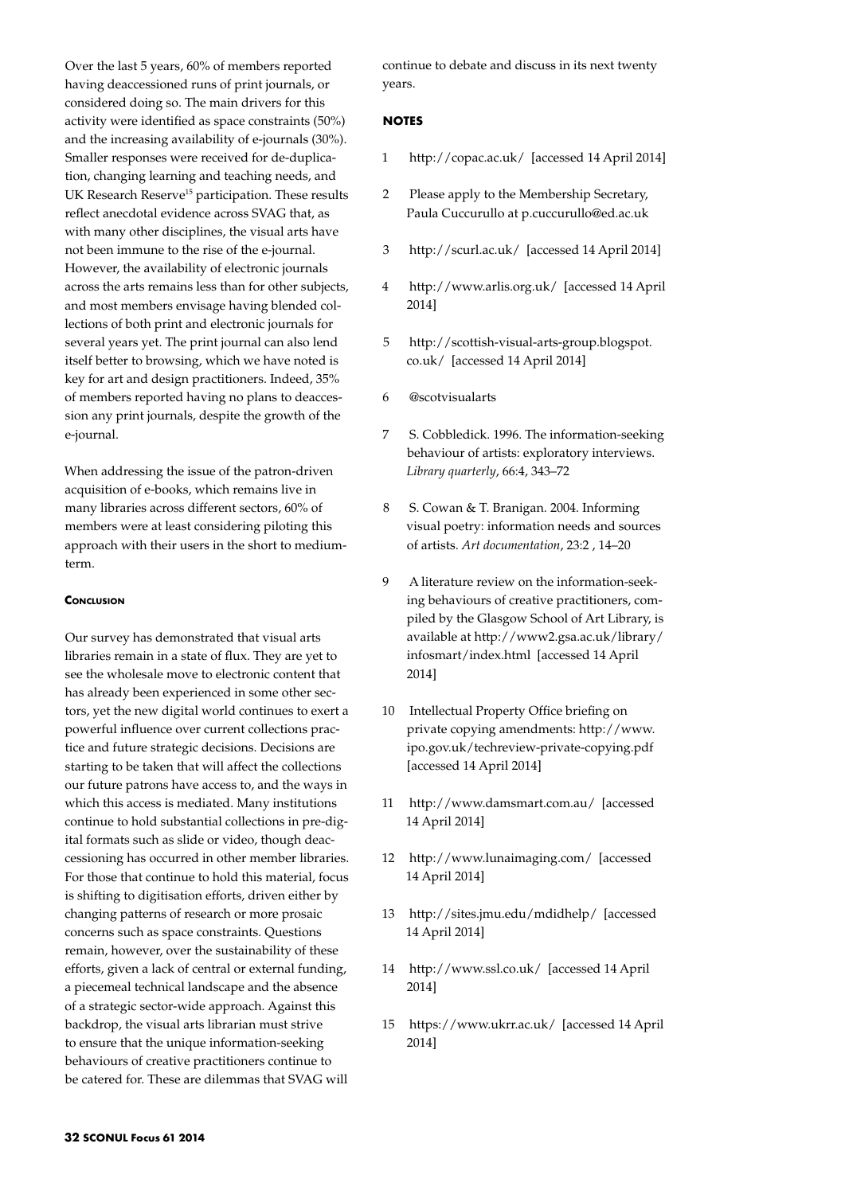Over the last 5 years, 60% of members reported having deaccessioned runs of print journals, or considered doing so. The main drivers for this activity were identified as space constraints (50%) and the increasing availability of e-journals (30%). Smaller responses were received for de-duplication, changing learning and teaching needs, and UK Research Reserve[15] participation. These results reflect anecdotal evidence across SVAG that, as with many other disciplines, the visual arts have not been immune to the rise of the e-journal. However, the availability of electronic journals across the arts remains less than for other subjects, and most members envisage having blended collections of both print and electronic journals for several years yet. The print journal can also lend itself better to browsing, which we have noted is key for art and design practitioners. Indeed, 35% of members reported having no plans to deaccession any print journals, despite the growth of the e-journal.

When addressing the issue of the patron-driven acquisition of e-books, which remains live in many libraries across different sectors, 60% of members were at least considering piloting this approach with their users in the short to medium-term.

#### Conclusion

Our survey has demonstrated that visual arts libraries remain in a state of flux. They are yet to see the wholesale move to electronic content that has already been experienced in some other sectors, yet the new digital world continues to exert a powerful influence over current collections practice and future strategic decisions. Decisions are starting to be taken that will affect the collections our future patrons have access to, and the ways in which this access is mediated. Many institutions continue to hold substantial collections in pre-digital formats such as slide or video, though deaccessioning has occurred in other member libraries. For those that continue to hold this material, focus is shifting to digitisation efforts, driven either by changing patterns of research or more prosaic concerns such as space constraints. Questions remain, however, over the sustainability of these efforts, given a lack of central or external funding, a piecemeal technical landscape and the absence of a strategic sector-wide approach. Against this backdrop, the visual arts librarian must strive to ensure that the unique information-seeking behaviours of creative practitioners continue to be catered for. These are dilemmas that SVAG will continue to debate and discuss in its next twenty years.

### Notes

1. http://copac.ac.uk/ [accessed 14 April 2014]
2. Please apply to the Membership Secretary, Paula Cuccurullo at p.cuccurullo@ed.ac.uk
3. http://scurl.ac.uk/ [accessed 14 April 2014]
4. http://www.arlis.org.uk/ [accessed 14 April 2014]
5. http://scottish-visual-arts-group.blogspot.co.uk/ [accessed 14 April 2014]
6. @scotvisualarts
7. S. Cobbledick. 1996. The information-seeking behaviour of artists: exploratory interviews. *Library quarterly*, 66:4, 343–72
8. S. Cowan & T. Branigan. 2004. Informing visual poetry: information needs and sources of artists. *Art documentation*, 23:2 , 14–20
9. A literature review on the information-seeking behaviours of creative practitioners, compiled by the Glasgow School of Art Library, is available at http://www2.gsa.ac.uk/library/infosmart/index.html [accessed 14 April 2014]
10. Intellectual Property Office briefing on private copying amendments: http://www.ipo.gov.uk/techreview-private-copying.pdf [accessed 14 April 2014]
11. http://www.damsmart.com.au/ [accessed 14 April 2014]
12. http://www.lunaimaging.com/ [accessed 14 April 2014]
13. http://sites.jmu.edu/mdidhelp/ [accessed 14 April 2014]
14. http://www.ssl.co.uk/ [accessed 14 April 2014]
15. https://www.ukrr.ac.uk/ [accessed 14 April 2014]